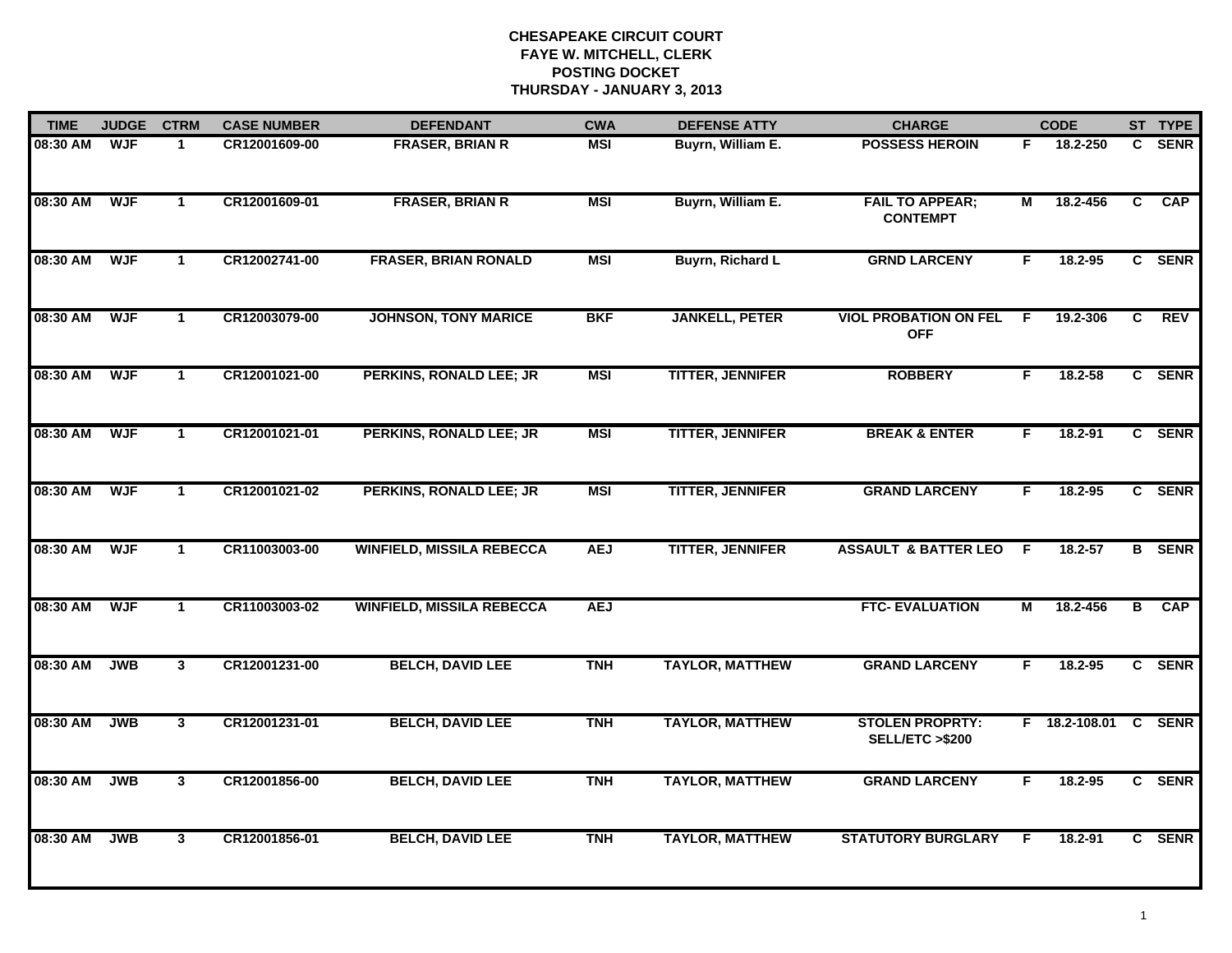**CHESAPEAKE CIRCUIT COURT**
**FAYE W. MITCHELL, CLERK**
**POSTING DOCKET**
**THURSDAY - JANUARY 3, 2013**

| TIME | JUDGE | CTRM | CASE NUMBER | DEFENDANT | CWA | DEFENSE ATTY | CHARGE | | CODE | ST | TYPE |
|---|---|---|---|---|---|---|---|---|---|---|---|
| 08:30 AM | WJF | 1 | CR12001609-00 | FRASER, BRIAN R | MSI | Buyrn, William E. | POSSESS HEROIN | F | 18.2-250 | C | SENR |
| 08:30 AM | WJF | 1 | CR12001609-01 | FRASER, BRIAN R | MSI | Buyrn, William E. | FAIL TO APPEAR; CONTEMPT | M | 18.2-456 | C | CAP |
| 08:30 AM | WJF | 1 | CR12002741-00 | FRASER, BRIAN RONALD | MSI | Buyrn, Richard L | GRND LARCENY | F | 18.2-95 | C | SENR |
| 08:30 AM | WJF | 1 | CR12003079-00 | JOHNSON, TONY MARICE | BKF | JANKELL, PETER | VIOL PROBATION ON FEL OFF | F | 19.2-306 | C | REV |
| 08:30 AM | WJF | 1 | CR12001021-00 | PERKINS, RONALD LEE; JR | MSI | TITTER, JENNIFER | ROBBERY | F | 18.2-58 | C | SENR |
| 08:30 AM | WJF | 1 | CR12001021-01 | PERKINS, RONALD LEE; JR | MSI | TITTER, JENNIFER | BREAK & ENTER | F | 18.2-91 | C | SENR |
| 08:30 AM | WJF | 1 | CR12001021-02 | PERKINS, RONALD LEE; JR | MSI | TITTER, JENNIFER | GRAND LARCENY | F | 18.2-95 | C | SENR |
| 08:30 AM | WJF | 1 | CR11003003-00 | WINFIELD, MISSILA REBECCA | AEJ | TITTER, JENNIFER | ASSAULT & BATTER LEO | F | 18.2-57 | B | SENR |
| 08:30 AM | WJF | 1 | CR11003003-02 | WINFIELD, MISSILA REBECCA | AEJ | | FTC- EVALUATION | M | 18.2-456 | B | CAP |
| 08:30 AM | JWB | 3 | CR12001231-00 | BELCH, DAVID LEE | TNH | TAYLOR, MATTHEW | GRAND LARCENY | F | 18.2-95 | C | SENR |
| 08:30 AM | JWB | 3 | CR12001231-01 | BELCH, DAVID LEE | TNH | TAYLOR, MATTHEW | STOLEN PROPRTY: SELL/ETC >$200 | F | 18.2-108.01 | C | SENR |
| 08:30 AM | JWB | 3 | CR12001856-00 | BELCH, DAVID LEE | TNH | TAYLOR, MATTHEW | GRAND LARCENY | F | 18.2-95 | C | SENR |
| 08:30 AM | JWB | 3 | CR12001856-01 | BELCH, DAVID LEE | TNH | TAYLOR, MATTHEW | STATUTORY BURGLARY | F | 18.2-91 | C | SENR |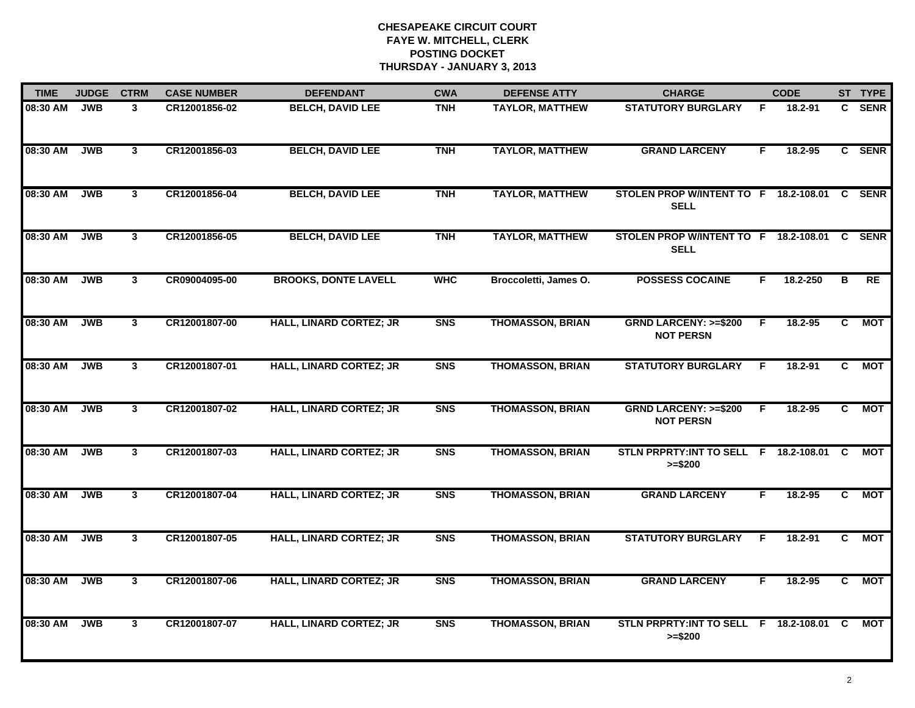# CHESAPEAKE CIRCUIT COURT
## FAYE W. MITCHELL, CLERK
## POSTING DOCKET
## THURSDAY - JANUARY 3, 2013

| TIME | JUDGE | CTRM | CASE NUMBER | DEFENDANT | CWA | DEFENSE ATTY | CHARGE | | CODE | ST | TYPE |
|---|---|---|---|---|---|---|---|---|---|---|---|
| 08:30 AM | JWB | 3 | CR12001856-02 | BELCH, DAVID LEE | TNH | TAYLOR, MATTHEW | STATUTORY BURGLARY | F | 18.2-91 | C | SENR |
| 08:30 AM | JWB | 3 | CR12001856-03 | BELCH, DAVID LEE | TNH | TAYLOR, MATTHEW | GRAND LARCENY | F | 18.2-95 | C | SENR |
| 08:30 AM | JWB | 3 | CR12001856-04 | BELCH, DAVID LEE | TNH | TAYLOR, MATTHEW | STOLEN PROP W/INTENT TO SELL | F | 18.2-108.01 | C | SENR |
| 08:30 AM | JWB | 3 | CR12001856-05 | BELCH, DAVID LEE | TNH | TAYLOR, MATTHEW | STOLEN PROP W/INTENT TO SELL | F | 18.2-108.01 | C | SENR |
| 08:30 AM | JWB | 3 | CR09004095-00 | BROOKS, DONTE LAVELL | WHC | Broccoletti, James O. | POSSESS COCAINE | F | 18.2-250 | B | RE |
| 08:30 AM | JWB | 3 | CR12001807-00 | HALL, LINARD CORTEZ; JR | SNS | THOMASSON, BRIAN | GRND LARCENY: >=$200 NOT PERSN | F | 18.2-95 | C | MOT |
| 08:30 AM | JWB | 3 | CR12001807-01 | HALL, LINARD CORTEZ; JR | SNS | THOMASSON, BRIAN | STATUTORY BURGLARY | F | 18.2-91 | C | MOT |
| 08:30 AM | JWB | 3 | CR12001807-02 | HALL, LINARD CORTEZ; JR | SNS | THOMASSON, BRIAN | GRND LARCENY: >=$200 NOT PERSN | F | 18.2-95 | C | MOT |
| 08:30 AM | JWB | 3 | CR12001807-03 | HALL, LINARD CORTEZ; JR | SNS | THOMASSON, BRIAN | STLN PRPRTY:INT TO SELL >=$200 | F | 18.2-108.01 | C | MOT |
| 08:30 AM | JWB | 3 | CR12001807-04 | HALL, LINARD CORTEZ; JR | SNS | THOMASSON, BRIAN | GRAND LARCENY | F | 18.2-95 | C | MOT |
| 08:30 AM | JWB | 3 | CR12001807-05 | HALL, LINARD CORTEZ; JR | SNS | THOMASSON, BRIAN | STATUTORY BURGLARY | F | 18.2-91 | C | MOT |
| 08:30 AM | JWB | 3 | CR12001807-06 | HALL, LINARD CORTEZ; JR | SNS | THOMASSON, BRIAN | GRAND LARCENY | F | 18.2-95 | C | MOT |
| 08:30 AM | JWB | 3 | CR12001807-07 | HALL, LINARD CORTEZ; JR | SNS | THOMASSON, BRIAN | STLN PRPRTY:INT TO SELL >=$200 | F | 18.2-108.01 | C | MOT |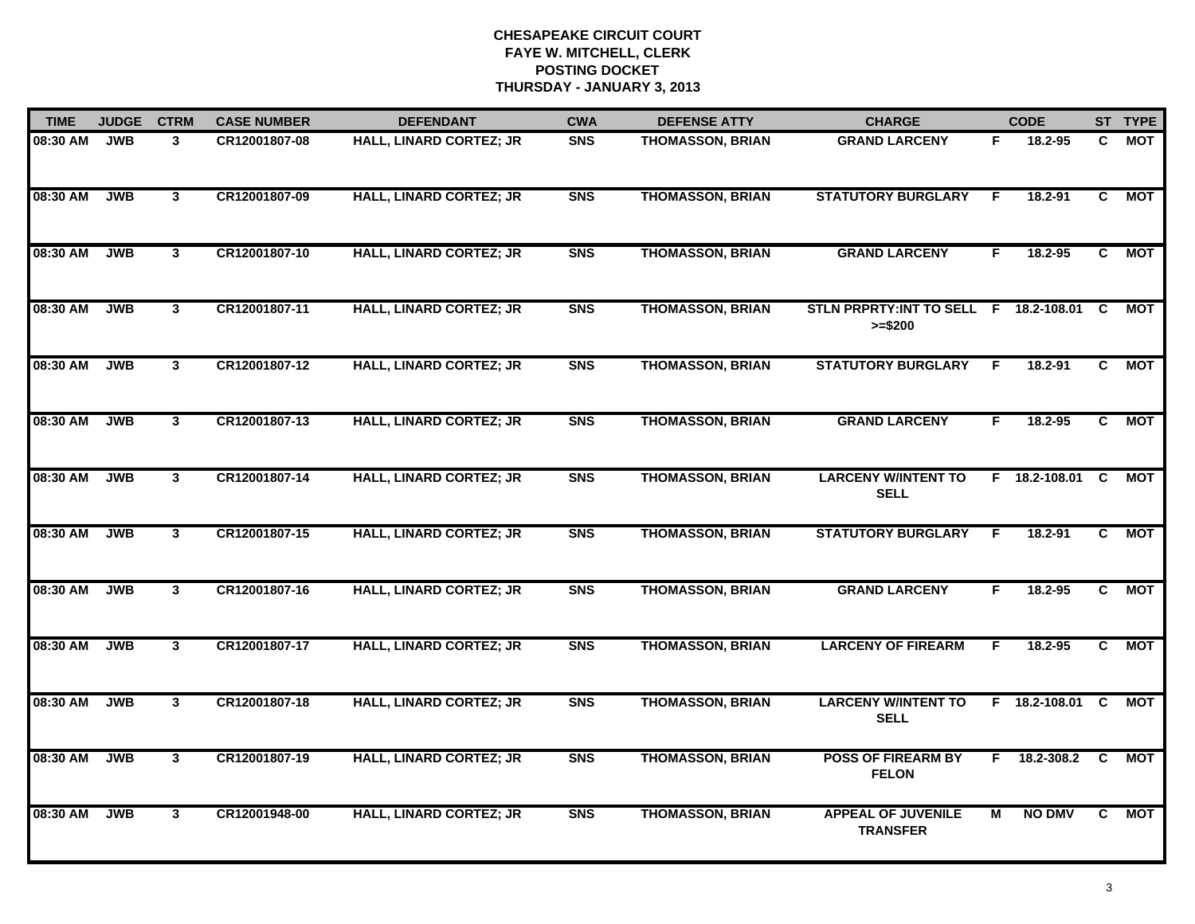# CHESAPEAKE CIRCUIT COURT
## FAYE W. MITCHELL, CLERK
## POSTING DOCKET
## THURSDAY - JANUARY 3, 2013

| TIME | JUDGE | CTRM | CASE NUMBER | DEFENDANT | CWA | DEFENSE ATTY | CHARGE | | CODE | ST | TYPE |
|---|---|---|---|---|---|---|---|---|---|---|---|
| 08:30 AM | JWB | 3 | CR12001807-08 | HALL, LINARD CORTEZ; JR | SNS | THOMASSON, BRIAN | GRAND LARCENY | F | 18.2-95 | C | MOT |
| 08:30 AM | JWB | 3 | CR12001807-09 | HALL, LINARD CORTEZ; JR | SNS | THOMASSON, BRIAN | STATUTORY BURGLARY | F | 18.2-91 | C | MOT |
| 08:30 AM | JWB | 3 | CR12001807-10 | HALL, LINARD CORTEZ; JR | SNS | THOMASSON, BRIAN | GRAND LARCENY | F | 18.2-95 | C | MOT |
| 08:30 AM | JWB | 3 | CR12001807-11 | HALL, LINARD CORTEZ; JR | SNS | THOMASSON, BRIAN | STLN PRPRTY:INT TO SELL >=$200 | F | 18.2-108.01 | C | MOT |
| 08:30 AM | JWB | 3 | CR12001807-12 | HALL, LINARD CORTEZ; JR | SNS | THOMASSON, BRIAN | STATUTORY BURGLARY | F | 18.2-91 | C | MOT |
| 08:30 AM | JWB | 3 | CR12001807-13 | HALL, LINARD CORTEZ; JR | SNS | THOMASSON, BRIAN | GRAND LARCENY | F | 18.2-95 | C | MOT |
| 08:30 AM | JWB | 3 | CR12001807-14 | HALL, LINARD CORTEZ; JR | SNS | THOMASSON, BRIAN | LARCENY W/INTENT TO SELL | F | 18.2-108.01 | C | MOT |
| 08:30 AM | JWB | 3 | CR12001807-15 | HALL, LINARD CORTEZ; JR | SNS | THOMASSON, BRIAN | STATUTORY BURGLARY | F | 18.2-91 | C | MOT |
| 08:30 AM | JWB | 3 | CR12001807-16 | HALL, LINARD CORTEZ; JR | SNS | THOMASSON, BRIAN | GRAND LARCENY | F | 18.2-95 | C | MOT |
| 08:30 AM | JWB | 3 | CR12001807-17 | HALL, LINARD CORTEZ; JR | SNS | THOMASSON, BRIAN | LARCENY OF FIREARM | F | 18.2-95 | C | MOT |
| 08:30 AM | JWB | 3 | CR12001807-18 | HALL, LINARD CORTEZ; JR | SNS | THOMASSON, BRIAN | LARCENY W/INTENT TO SELL | F | 18.2-108.01 | C | MOT |
| 08:30 AM | JWB | 3 | CR12001807-19 | HALL, LINARD CORTEZ; JR | SNS | THOMASSON, BRIAN | POSS OF FIREARM BY FELON | F | 18.2-308.2 | C | MOT |
| 08:30 AM | JWB | 3 | CR12001948-00 | HALL, LINARD CORTEZ; JR | SNS | THOMASSON, BRIAN | APPEAL OF JUVENILE TRANSFER | M | NO DMV | C | MOT |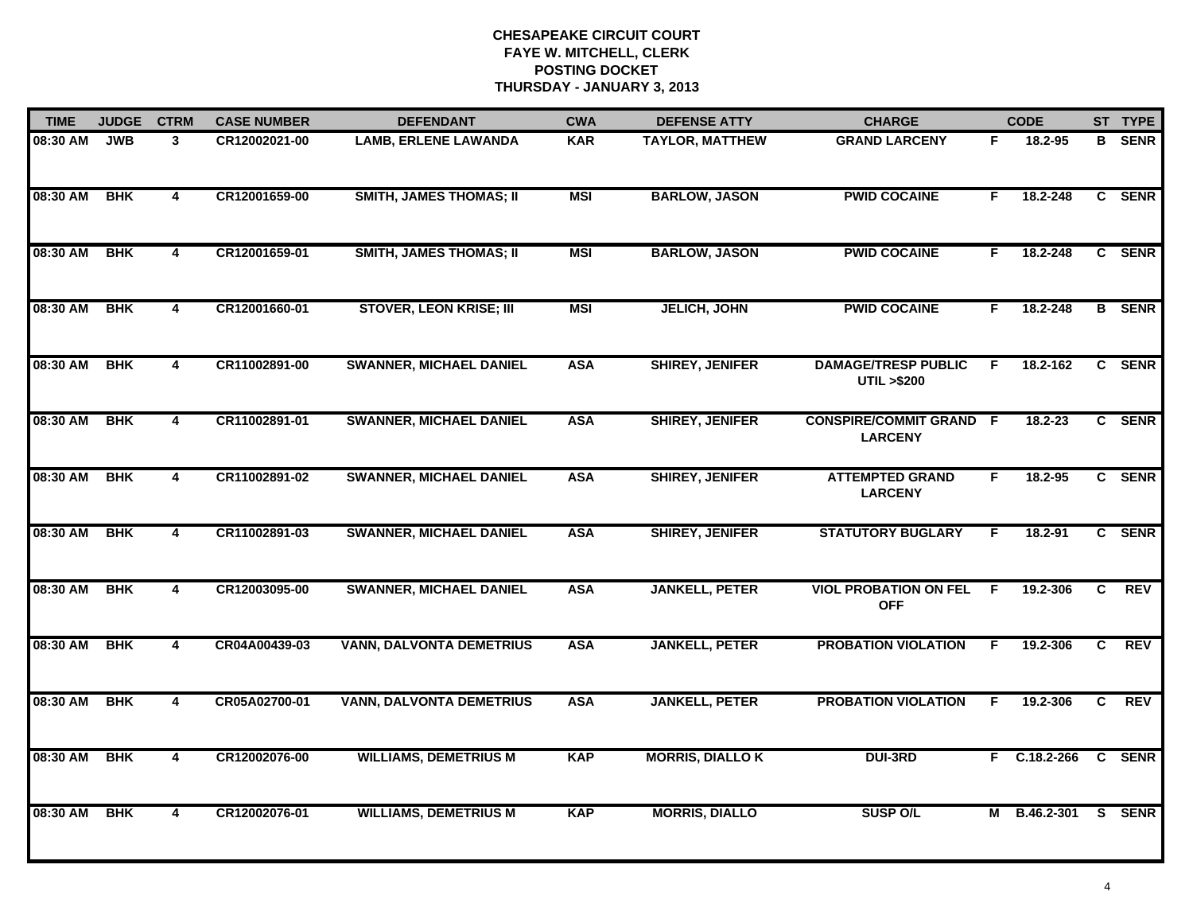# CHESAPEAKE CIRCUIT COURT
## FAYE W. MITCHELL, CLERK
## POSTING DOCKET
## THURSDAY - JANUARY 3, 2013

| TIME | JUDGE | CTRM | CASE NUMBER | DEFENDANT | CWA | DEFENSE ATTY | CHARGE | | CODE | ST | TYPE |
|---|---|---|---|---|---|---|---|---|---|---|---|
| 08:30 AM | JWB | 3 | CR12002021-00 | LAMB, ERLENE LAWANDA | KAR | TAYLOR, MATTHEW | GRAND LARCENY | F | 18.2-95 | B | SENR |
| 08:30 AM | BHK | 4 | CR12001659-00 | SMITH, JAMES THOMAS; II | MSI | BARLOW, JASON | PWID COCAINE | F | 18.2-248 | C | SENR |
| 08:30 AM | BHK | 4 | CR12001659-01 | SMITH, JAMES THOMAS; II | MSI | BARLOW, JASON | PWID COCAINE | F | 18.2-248 | C | SENR |
| 08:30 AM | BHK | 4 | CR12001660-01 | STOVER, LEON KRISE; III | MSI | JELICH, JOHN | PWID COCAINE | F | 18.2-248 | B | SENR |
| 08:30 AM | BHK | 4 | CR11002891-00 | SWANNER, MICHAEL DANIEL | ASA | SHIREY, JENIFER | DAMAGE/TRESP PUBLIC UTIL >$200 | F | 18.2-162 | C | SENR |
| 08:30 AM | BHK | 4 | CR11002891-01 | SWANNER, MICHAEL DANIEL | ASA | SHIREY, JENIFER | CONSPIRE/COMMIT GRAND LARCENY | F | 18.2-23 | C | SENR |
| 08:30 AM | BHK | 4 | CR11002891-02 | SWANNER, MICHAEL DANIEL | ASA | SHIREY, JENIFER | ATTEMPTED GRAND LARCENY | F | 18.2-95 | C | SENR |
| 08:30 AM | BHK | 4 | CR11002891-03 | SWANNER, MICHAEL DANIEL | ASA | SHIREY, JENIFER | STATUTORY BUGLARY | F | 18.2-91 | C | SENR |
| 08:30 AM | BHK | 4 | CR12003095-00 | SWANNER, MICHAEL DANIEL | ASA | JANKELL, PETER | VIOL PROBATION ON FEL OFF | F | 19.2-306 | C | REV |
| 08:30 AM | BHK | 4 | CR04A00439-03 | VANN, DALVONTA DEMETRIUS | ASA | JANKELL, PETER | PROBATION VIOLATION | F | 19.2-306 | C | REV |
| 08:30 AM | BHK | 4 | CR05A02700-01 | VANN, DALVONTA DEMETRIUS | ASA | JANKELL, PETER | PROBATION VIOLATION | F | 19.2-306 | C | REV |
| 08:30 AM | BHK | 4 | CR12002076-00 | WILLIAMS, DEMETRIUS M | KAP | MORRIS, DIALLO K | DUI-3RD | F | C.18.2-266 | C | SENR |
| 08:30 AM | BHK | 4 | CR12002076-01 | WILLIAMS, DEMETRIUS M | KAP | MORRIS, DIALLO | SUSP O/L | M | B.46.2-301 | S | SENR |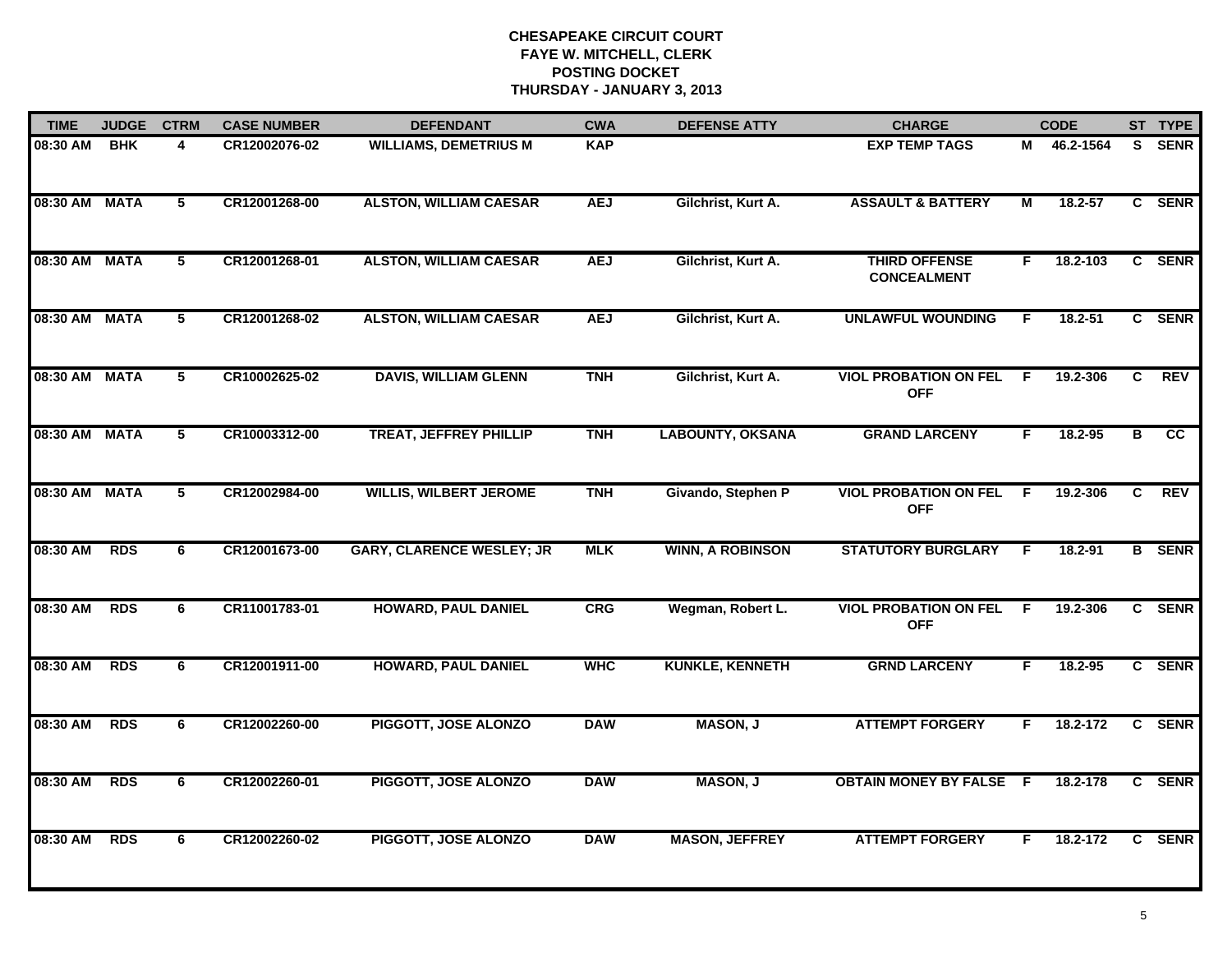**CHESAPEAKE CIRCUIT COURT**
**FAYE W. MITCHELL, CLERK**
**POSTING DOCKET**
**THURSDAY - JANUARY 3, 2013**

| TIME | JUDGE | CTRM | CASE NUMBER | DEFENDANT | CWA | DEFENSE ATTY | CHARGE | | CODE | ST | TYPE |
|---|---|---|---|---|---|---|---|---|---|---|---|
| 08:30 AM | BHK | 4 | CR12002076-02 | WILLIAMS, DEMETRIUS M | KAP | | EXP TEMP TAGS | M | 46.2-1564 | S | SENR |
| 08:30 AM | MATA | 5 | CR12001268-00 | ALSTON, WILLIAM CAESAR | AEJ | Gilchrist, Kurt A. | ASSAULT & BATTERY | M | 18.2-57 | C | SENR |
| 08:30 AM | MATA | 5 | CR12001268-01 | ALSTON, WILLIAM CAESAR | AEJ | Gilchrist, Kurt A. | THIRD OFFENSE CONCEALMENT | F | 18.2-103 | C | SENR |
| 08:30 AM | MATA | 5 | CR12001268-02 | ALSTON, WILLIAM CAESAR | AEJ | Gilchrist, Kurt A. | UNLAWFUL WOUNDING | F | 18.2-51 | C | SENR |
| 08:30 AM | MATA | 5 | CR10002625-02 | DAVIS, WILLIAM GLENN | TNH | Gilchrist, Kurt A. | VIOL PROBATION ON FEL OFF | F | 19.2-306 | C | REV |
| 08:30 AM | MATA | 5 | CR10003312-00 | TREAT, JEFFREY PHILLIP | TNH | LABOUNTY, OKSANA | GRAND LARCENY | F | 18.2-95 | B | CC |
| 08:30 AM | MATA | 5 | CR12002984-00 | WILLIS, WILBERT JEROME | TNH | Givando, Stephen P | VIOL PROBATION ON FEL OFF | F | 19.2-306 | C | REV |
| 08:30 AM | RDS | 6 | CR12001673-00 | GARY, CLARENCE WESLEY; JR | MLK | WINN, A ROBINSON | STATUTORY BURGLARY | F | 18.2-91 | B | SENR |
| 08:30 AM | RDS | 6 | CR11001783-01 | HOWARD, PAUL DANIEL | CRG | Wegman, Robert L. | VIOL PROBATION ON FEL OFF | F | 19.2-306 | C | SENR |
| 08:30 AM | RDS | 6 | CR12001911-00 | HOWARD, PAUL DANIEL | WHC | KUNKLE, KENNETH | GRND LARCENY | F | 18.2-95 | C | SENR |
| 08:30 AM | RDS | 6 | CR12002260-00 | PIGGOTT, JOSE ALONZO | DAW | MASON, J | ATTEMPT FORGERY | F | 18.2-172 | C | SENR |
| 08:30 AM | RDS | 6 | CR12002260-01 | PIGGOTT, JOSE ALONZO | DAW | MASON, J | OBTAIN MONEY BY FALSE | F | 18.2-178 | C | SENR |
| 08:30 AM | RDS | 6 | CR12002260-02 | PIGGOTT, JOSE ALONZO | DAW | MASON, JEFFREY | ATTEMPT FORGERY | F | 18.2-172 | C | SENR |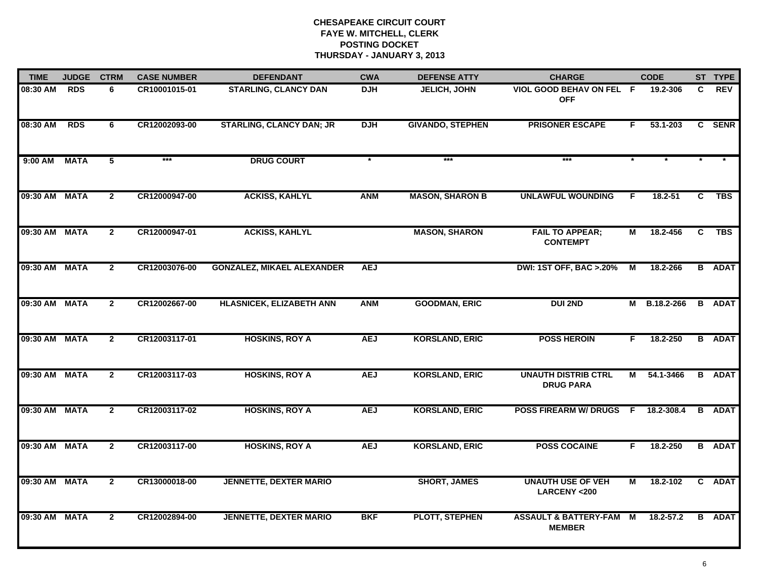**CHESAPEAKE CIRCUIT COURT**
**FAYE W. MITCHELL, CLERK**
**POSTING DOCKET**
**THURSDAY - JANUARY 3, 2013**

| TIME | JUDGE | CTRM | CASE NUMBER | DEFENDANT | CWA | DEFENSE ATTY | CHARGE | | CODE | ST | TYPE |
|---|---|---|---|---|---|---|---|---|---|---|---|
| 08:30 AM | RDS | 6 | CR10001015-01 | STARLING, CLANCY DAN | DJH | JELICH, JOHN | VIOL GOOD BEHAV ON FEL OFF | F | 19.2-306 | C | REV |
| 08:30 AM | RDS | 6 | CR12002093-00 | STARLING, CLANCY DAN; JR | DJH | GIVANDO, STEPHEN | PRISONER ESCAPE | F | 53.1-203 | C | SENR |
| 9:00 AM | MATA | 5 | *** | DRUG COURT | * | *** | *** | * | * | * | * |
| 09:30 AM | MATA | 2 | CR12000947-00 | ACKISS, KAHLYL | ANM | MASON, SHARON B | UNLAWFUL WOUNDING | F | 18.2-51 | C | TBS |
| 09:30 AM | MATA | 2 | CR12000947-01 | ACKISS, KAHLYL | | MASON, SHARON | FAIL TO APPEAR; CONTEMPT | M | 18.2-456 | C | TBS |
| 09:30 AM | MATA | 2 | CR12003076-00 | GONZALEZ, MIKAEL ALEXANDER | AEJ | | DWI: 1ST OFF, BAC >.20% | M | 18.2-266 | B | ADAT |
| 09:30 AM | MATA | 2 | CR12002667-00 | HLASNICEK, ELIZABETH ANN | ANM | GOODMAN, ERIC | DUI 2ND | M | B.18.2-266 | B | ADAT |
| 09:30 AM | MATA | 2 | CR12003117-01 | HOSKINS, ROY A | AEJ | KORSLAND, ERIC | POSS HEROIN | F | 18.2-250 | B | ADAT |
| 09:30 AM | MATA | 2 | CR12003117-03 | HOSKINS, ROY A | AEJ | KORSLAND, ERIC | UNAUTH DISTRIB CTRL DRUG PARA | M | 54.1-3466 | B | ADAT |
| 09:30 AM | MATA | 2 | CR12003117-02 | HOSKINS, ROY A | AEJ | KORSLAND, ERIC | POSS FIREARM W/ DRUGS | F | 18.2-308.4 | B | ADAT |
| 09:30 AM | MATA | 2 | CR12003117-00 | HOSKINS, ROY A | AEJ | KORSLAND, ERIC | POSS COCAINE | F | 18.2-250 | B | ADAT |
| 09:30 AM | MATA | 2 | CR13000018-00 | JENNETTE, DEXTER MARIO | | SHORT, JAMES | UNAUTH USE OF VEH LARCENY <200 | M | 18.2-102 | C | ADAT |
| 09:30 AM | MATA | 2 | CR12002894-00 | JENNETTE, DEXTER MARIO | BKF | PLOTT, STEPHEN | ASSAULT & BATTERY-FAM MEMBER | M | 18.2-57.2 | B | ADAT |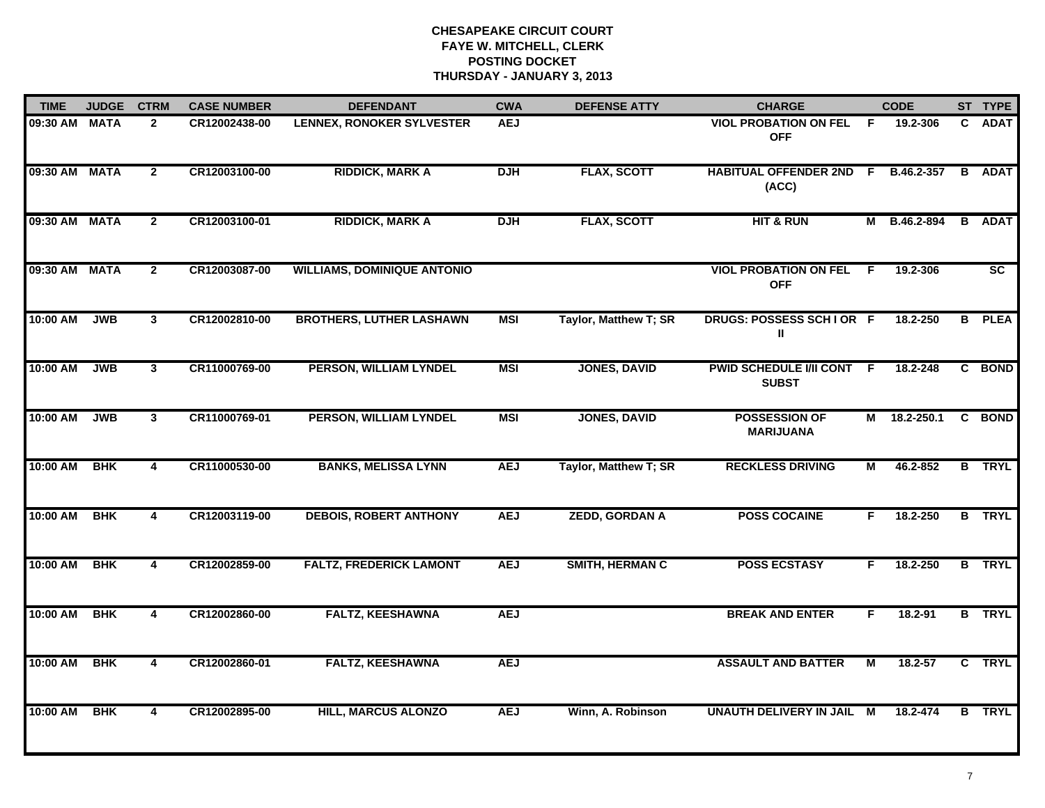# CHESAPEAKE CIRCUIT COURT
## FAYE W. MITCHELL, CLERK
## POSTING DOCKET
## THURSDAY - JANUARY 3, 2013

| TIME | JUDGE | CTRM | CASE NUMBER | DEFENDANT | CWA | DEFENSE ATTY | CHARGE | | CODE | ST | TYPE |
|---|---|---|---|---|---|---|---|---|---|---|---|
| 09:30 AM | MATA | 2 | CR12002438-00 | LENNEX, RONOKER SYLVESTER | AEJ | | VIOL PROBATION ON FEL OFF | F | 19.2-306 | C | ADAT |
| 09:30 AM | MATA | 2 | CR12003100-00 | RIDDICK, MARK A | DJH | FLAX, SCOTT | HABITUAL OFFENDER 2ND (ACC) | F | B.46.2-357 | B | ADAT |
| 09:30 AM | MATA | 2 | CR12003100-01 | RIDDICK, MARK A | DJH | FLAX, SCOTT | HIT & RUN | M | B.46.2-894 | B | ADAT |
| 09:30 AM | MATA | 2 | CR12003087-00 | WILLIAMS, DOMINIQUE ANTONIO | | | VIOL PROBATION ON FEL OFF | F | 19.2-306 | | SC |
| 10:00 AM | JWB | 3 | CR12002810-00 | BROTHERS, LUTHER LASHAWN | MSI | Taylor, Matthew T; SR | DRUGS: POSSESS SCH I OR II | F | 18.2-250 | B | PLEA |
| 10:00 AM | JWB | 3 | CR11000769-00 | PERSON, WILLIAM LYNDEL | MSI | JONES, DAVID | PWID SCHEDULE I/II CONT SUBST | F | 18.2-248 | C | BOND |
| 10:00 AM | JWB | 3 | CR11000769-01 | PERSON, WILLIAM LYNDEL | MSI | JONES, DAVID | POSSESSION OF MARIJUANA | M | 18.2-250.1 | C | BOND |
| 10:00 AM | BHK | 4 | CR11000530-00 | BANKS, MELISSA LYNN | AEJ | Taylor, Matthew T; SR | RECKLESS DRIVING | M | 46.2-852 | B | TRYL |
| 10:00 AM | BHK | 4 | CR12003119-00 | DEBOIS, ROBERT ANTHONY | AEJ | ZEDD, GORDAN A | POSS COCAINE | F | 18.2-250 | B | TRYL |
| 10:00 AM | BHK | 4 | CR12002859-00 | FALTZ, FREDERICK LAMONT | AEJ | SMITH, HERMAN C | POSS ECSTASY | F | 18.2-250 | B | TRYL |
| 10:00 AM | BHK | 4 | CR12002860-00 | FALTZ, KEESHAWNA | AEJ | | BREAK AND ENTER | F | 18.2-91 | B | TRYL |
| 10:00 AM | BHK | 4 | CR12002860-01 | FALTZ, KEESHAWNA | AEJ | | ASSAULT AND BATTER | M | 18.2-57 | C | TRYL |
| 10:00 AM | BHK | 4 | CR12002895-00 | HILL, MARCUS ALONZO | AEJ | Winn, A. Robinson | UNAUTH DELIVERY IN JAIL | M | 18.2-474 | B | TRYL |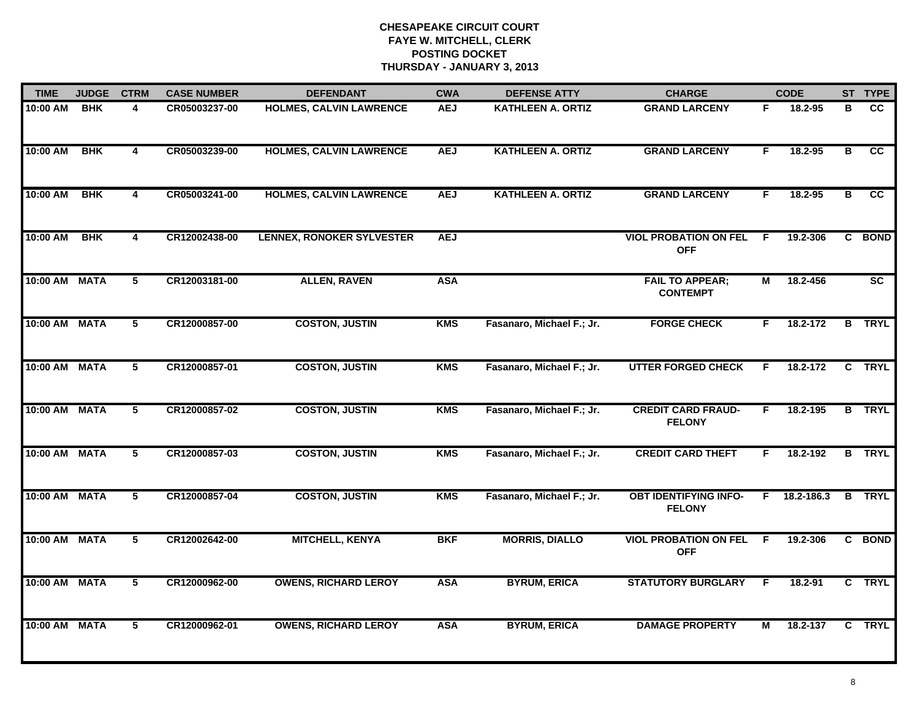# CHESAPEAKE CIRCUIT COURT
## FAYE W. MITCHELL, CLERK
## POSTING DOCKET
## THURSDAY - JANUARY 3, 2013

| TIME | JUDGE | CTRM | CASE NUMBER | DEFENDANT | CWA | DEFENSE ATTY | CHARGE | | CODE | ST | TYPE |
|---|---|---|---|---|---|---|---|---|---|---|---|
| 10:00 AM | BHK | 4 | CR05003237-00 | HOLMES, CALVIN LAWRENCE | AEJ | KATHLEEN A. ORTIZ | GRAND LARCENY | F | 18.2-95 | B | CC |
| 10:00 AM | BHK | 4 | CR05003239-00 | HOLMES, CALVIN LAWRENCE | AEJ | KATHLEEN A. ORTIZ | GRAND LARCENY | F | 18.2-95 | B | CC |
| 10:00 AM | BHK | 4 | CR05003241-00 | HOLMES, CALVIN LAWRENCE | AEJ | KATHLEEN A. ORTIZ | GRAND LARCENY | F | 18.2-95 | B | CC |
| 10:00 AM | BHK | 4 | CR12002438-00 | LENNEX, RONOKER SYLVESTER | AEJ | | VIOL PROBATION ON FEL OFF | F | 19.2-306 | C | BOND |
| 10:00 AM | MATA | 5 | CR12003181-00 | ALLEN, RAVEN | ASA | | FAIL TO APPEAR; CONTEMPT | M | 18.2-456 | | SC |
| 10:00 AM | MATA | 5 | CR12000857-00 | COSTON, JUSTIN | KMS | Fasanaro, Michael F.; Jr. | FORGE CHECK | F | 18.2-172 | B | TRYL |
| 10:00 AM | MATA | 5 | CR12000857-01 | COSTON, JUSTIN | KMS | Fasanaro, Michael F.; Jr. | UTTER FORGED CHECK | F | 18.2-172 | C | TRYL |
| 10:00 AM | MATA | 5 | CR12000857-02 | COSTON, JUSTIN | KMS | Fasanaro, Michael F.; Jr. | CREDIT CARD FRAUD-FELONY | F | 18.2-195 | B | TRYL |
| 10:00 AM | MATA | 5 | CR12000857-03 | COSTON, JUSTIN | KMS | Fasanaro, Michael F.; Jr. | CREDIT CARD THEFT | F | 18.2-192 | B | TRYL |
| 10:00 AM | MATA | 5 | CR12000857-04 | COSTON, JUSTIN | KMS | Fasanaro, Michael F.; Jr. | OBT IDENTIFYING INFO-FELONY | F | 18.2-186.3 | B | TRYL |
| 10:00 AM | MATA | 5 | CR12002642-00 | MITCHELL, KENYA | BKF | MORRIS, DIALLO | VIOL PROBATION ON FEL OFF | F | 19.2-306 | C | BOND |
| 10:00 AM | MATA | 5 | CR12000962-00 | OWENS, RICHARD LEROY | ASA | BYRUM, ERICA | STATUTORY BURGLARY | F | 18.2-91 | C | TRYL |
| 10:00 AM | MATA | 5 | CR12000962-01 | OWENS, RICHARD LEROY | ASA | BYRUM, ERICA | DAMAGE PROPERTY | M | 18.2-137 | C | TRYL |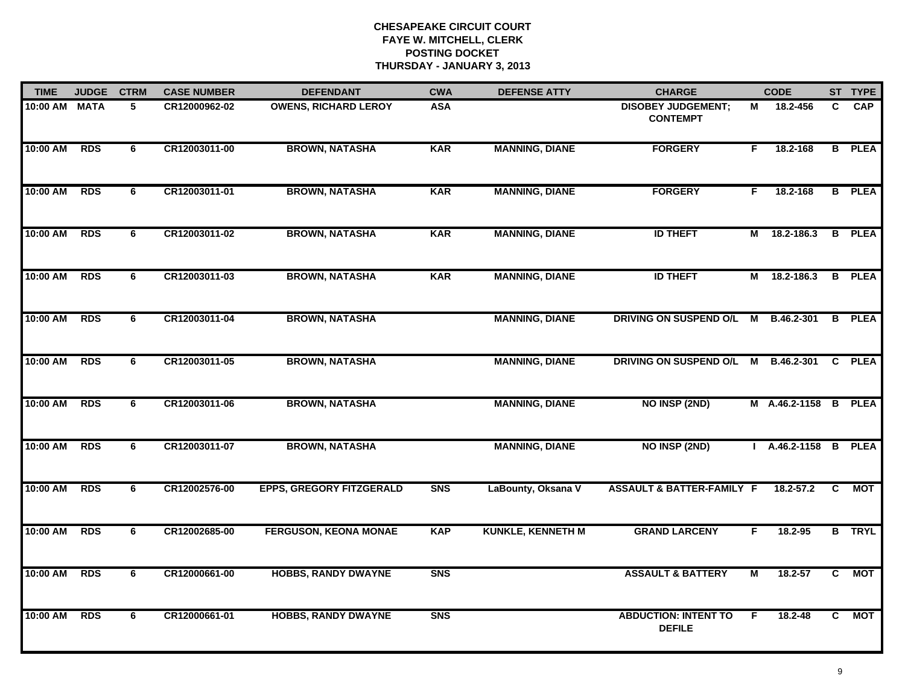# CHESAPEAKE CIRCUIT COURT
## FAYE W. MITCHELL, CLERK
## POSTING DOCKET
## THURSDAY - JANUARY 3, 2013

| TIME | JUDGE | CTRM | CASE NUMBER | DEFENDANT | CWA | DEFENSE ATTY | CHARGE | | CODE | ST | TYPE |
|---|---|---|---|---|---|---|---|---|---|---|---|
| 10:00 AM | MATA | 5 | CR12000962-02 | OWENS, RICHARD LEROY | ASA | | DISOBEY JUDGEMENT; CONTEMPT | M | 18.2-456 | C | CAP |
| 10:00 AM | RDS | 6 | CR12003011-00 | BROWN, NATASHA | KAR | MANNING, DIANE | FORGERY | F | 18.2-168 | B | PLEA |
| 10:00 AM | RDS | 6 | CR12003011-01 | BROWN, NATASHA | KAR | MANNING, DIANE | FORGERY | F | 18.2-168 | B | PLEA |
| 10:00 AM | RDS | 6 | CR12003011-02 | BROWN, NATASHA | KAR | MANNING, DIANE | ID THEFT | M | 18.2-186.3 | B | PLEA |
| 10:00 AM | RDS | 6 | CR12003011-03 | BROWN, NATASHA | KAR | MANNING, DIANE | ID THEFT | M | 18.2-186.3 | B | PLEA |
| 10:00 AM | RDS | 6 | CR12003011-04 | BROWN, NATASHA | | MANNING, DIANE | DRIVING ON SUSPEND O/L | M | B.46.2-301 | B | PLEA |
| 10:00 AM | RDS | 6 | CR12003011-05 | BROWN, NATASHA | | MANNING, DIANE | DRIVING ON SUSPEND O/L | M | B.46.2-301 | C | PLEA |
| 10:00 AM | RDS | 6 | CR12003011-06 | BROWN, NATASHA | | MANNING, DIANE | NO INSP (2ND) | M | A.46.2-1158 | B | PLEA |
| 10:00 AM | RDS | 6 | CR12003011-07 | BROWN, NATASHA | | MANNING, DIANE | NO INSP (2ND) | I | A.46.2-1158 | B | PLEA |
| 10:00 AM | RDS | 6 | CR12002576-00 | EPPS, GREGORY FITZGERALD | SNS | LaBounty, Oksana V | ASSAULT & BATTER-FAMILY | F | 18.2-57.2 | C | MOT |
| 10:00 AM | RDS | 6 | CR12002685-00 | FERGUSON, KEONA MONAE | KAP | KUNKLE, KENNETH M | GRAND LARCENY | F | 18.2-95 | B | TRYL |
| 10:00 AM | RDS | 6 | CR12000661-00 | HOBBS, RANDY DWAYNE | SNS | | ASSAULT & BATTERY | M | 18.2-57 | C | MOT |
| 10:00 AM | RDS | 6 | CR12000661-01 | HOBBS, RANDY DWAYNE | SNS | | ABDUCTION: INTENT TO DEFILE | F | 18.2-48 | C | MOT |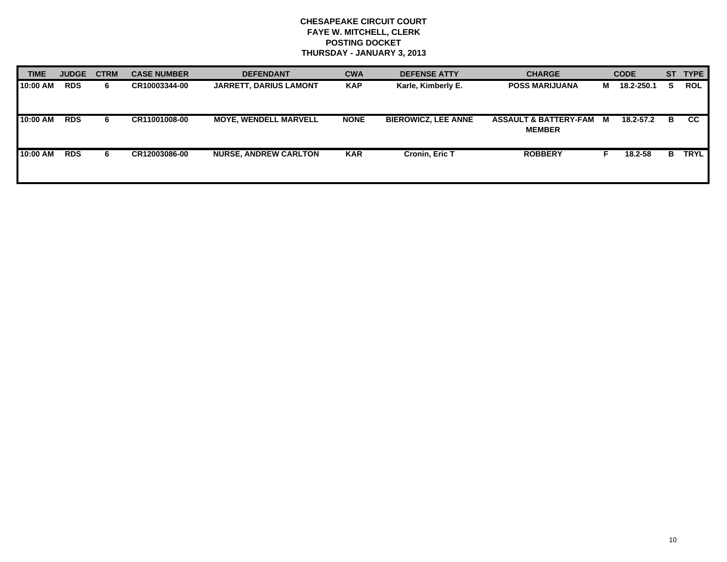**CHESAPEAKE CIRCUIT COURT**
**FAYE W. MITCHELL, CLERK**
**POSTING DOCKET**
**THURSDAY - JANUARY 3, 2013**

| TIME | JUDGE | CTRM | CASE NUMBER | DEFENDANT | CWA | DEFENSE ATTY | CHARGE | | CODE | ST | TYPE |
|---|---|---|---|---|---|---|---|---|---|---|---|
| 10:00 AM | RDS | 6 | CR10003344-00 | JARRETT, DARIUS LAMONT | KAP | Karle, Kimberly E. | POSS MARIJUANA | M | 18.2-250.1 | S | ROL |
| 10:00 AM | RDS | 6 | CR11001008-00 | MOYE, WENDELL MARVELL | NONE | BIEROWICZ, LEE ANNE | ASSAULT & BATTERY-FAM MEMBER | M | 18.2-57.2 | B | CC |
| 10:00 AM | RDS | 6 | CR12003086-00 | NURSE, ANDREW CARLTON | KAR | Cronin, Eric T | ROBBERY | F | 18.2-58 | B | TRYL |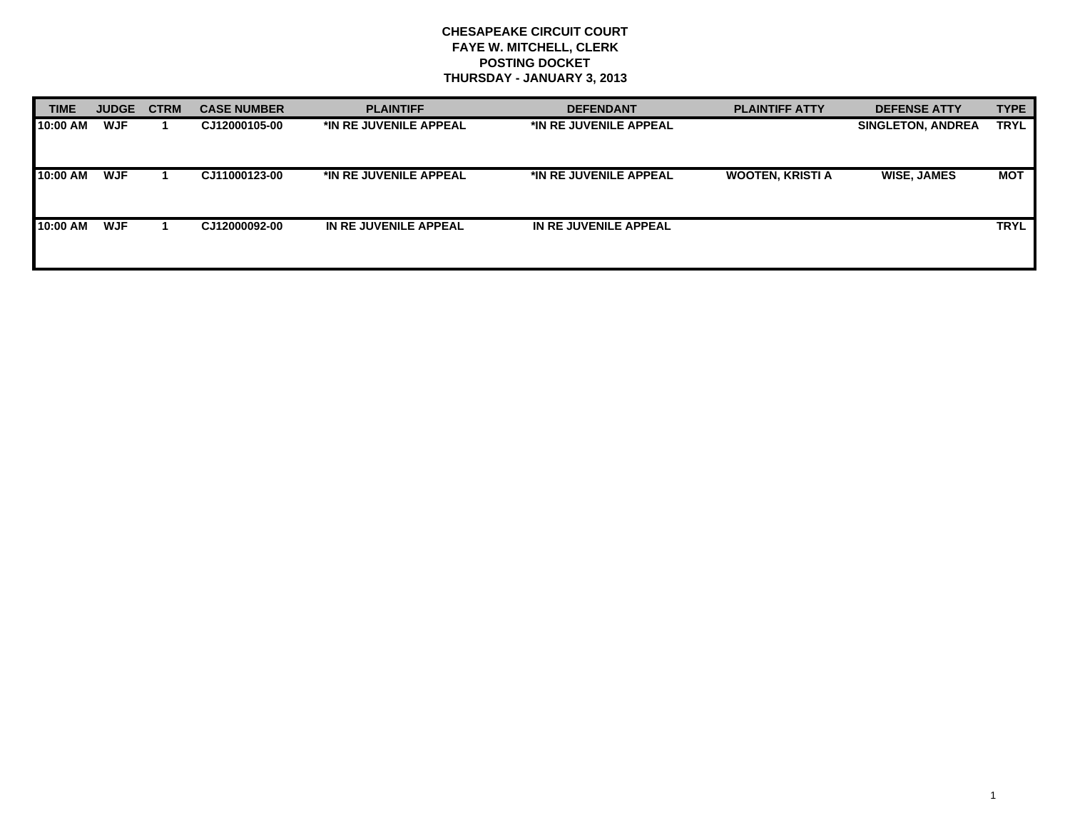**CHESAPEAKE CIRCUIT COURT**
**FAYE W. MITCHELL, CLERK**
**POSTING DOCKET**
**THURSDAY - JANUARY 3, 2013**

| TIME | JUDGE | CTRM | CASE NUMBER | PLAINTIFF | DEFENDANT | PLAINTIFF ATTY | DEFENSE ATTY | TYPE |
|---|---|---|---|---|---|---|---|---|
| 10:00 AM | WJF | 1 | CJ12000105-00 | *IN RE JUVENILE APPEAL | *IN RE JUVENILE APPEAL | | SINGLETON, ANDREA | TRYL |
| 10:00 AM | WJF | 1 | CJ11000123-00 | *IN RE JUVENILE APPEAL | *IN RE JUVENILE APPEAL | WOOTEN, KRISTI A | WISE, JAMES | MOT |
| 10:00 AM | WJF | 1 | CJ12000092-00 | IN RE JUVENILE APPEAL | IN RE JUVENILE APPEAL | | | TRYL |